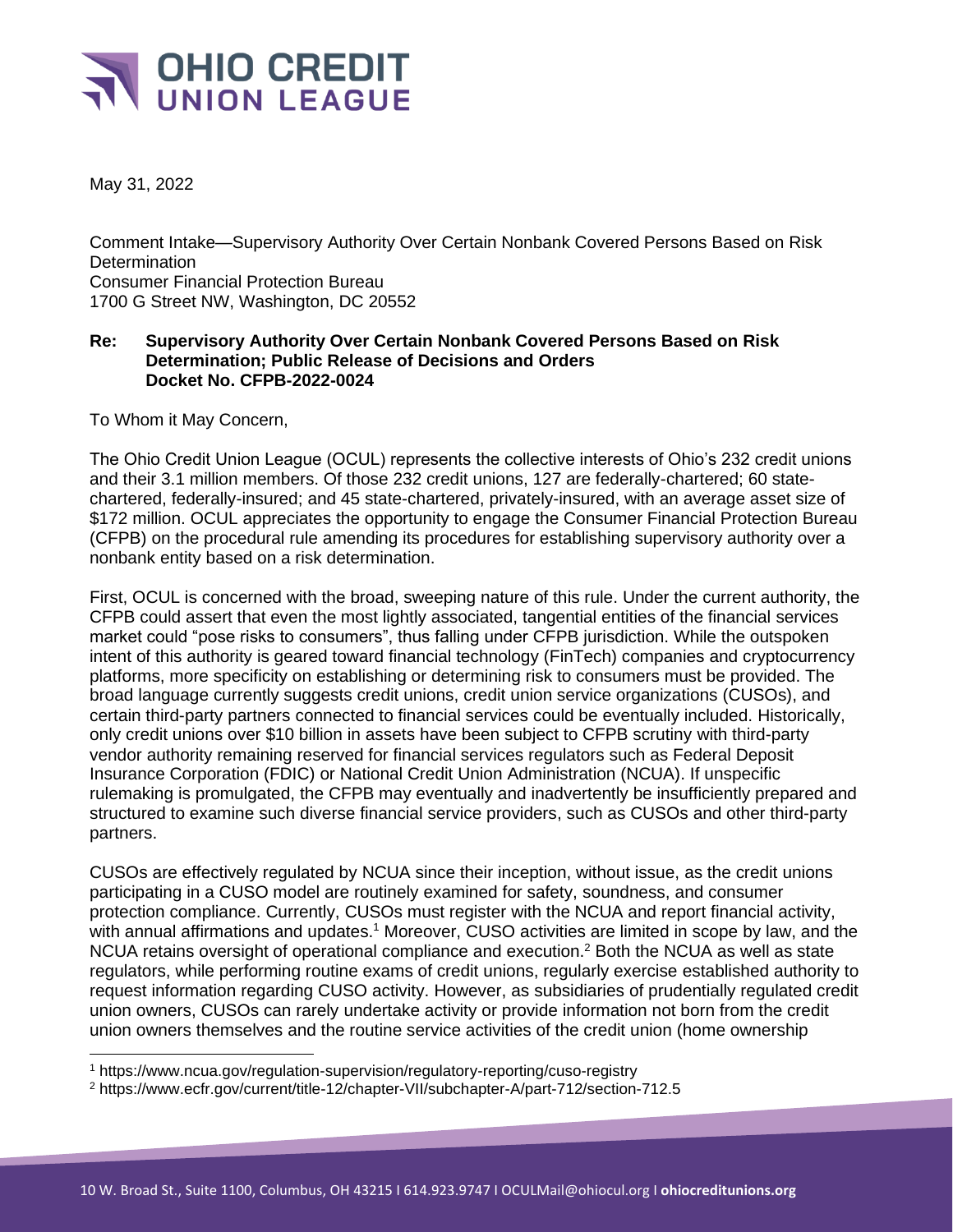# OHIO CREDIT UNION LEAGUE

May 31, 2022

Comment Intake—Supervisory Authority Over Certain Nonbank Covered Persons Based on Risk Determination
Consumer Financial Protection Bureau
1700 G Street NW, Washington, DC 20552

**Re: Supervisory Authority Over Certain Nonbank Covered Persons Based on Risk Determination; Public Release of Decisions and Orders**
**Docket No. CFPB-2022-0024**

To Whom it May Concern,

The Ohio Credit Union League (OCUL) represents the collective interests of Ohio's 232 credit unions and their 3.1 million members. Of those 232 credit unions, 127 are federally-chartered; 60 state-chartered, federally-insured; and 45 state-chartered, privately-insured, with an average asset size of $172 million. OCUL appreciates the opportunity to engage the Consumer Financial Protection Bureau (CFPB) on the procedural rule amending its procedures for establishing supervisory authority over a nonbank entity based on a risk determination.

First, OCUL is concerned with the broad, sweeping nature of this rule. Under the current authority, the CFPB could assert that even the most lightly associated, tangential entities of the financial services market could "pose risks to consumers", thus falling under CFPB jurisdiction. While the outspoken intent of this authority is geared toward financial technology (FinTech) companies and cryptocurrency platforms, more specificity on establishing or determining risk to consumers must be provided. The broad language currently suggests credit unions, credit union service organizations (CUSOs), and certain third-party partners connected to financial services could be eventually included. Historically, only credit unions over $10 billion in assets have been subject to CFPB scrutiny with third-party vendor authority remaining reserved for financial services regulators such as Federal Deposit Insurance Corporation (FDIC) or National Credit Union Administration (NCUA). If unspecific rulemaking is promulgated, the CFPB may eventually and inadvertently be insufficiently prepared and structured to examine such diverse financial service providers, such as CUSOs and other third-party partners.

CUSOs are effectively regulated by NCUA since their inception, without issue, as the credit unions participating in a CUSO model are routinely examined for safety, soundness, and consumer protection compliance. Currently, CUSOs must register with the NCUA and report financial activity, with annual affirmations and updates.[1] Moreover, CUSO activities are limited in scope by law, and the NCUA retains oversight of operational compliance and execution.[2] Both the NCUA as well as state regulators, while performing routine exams of credit unions, regularly exercise established authority to request information regarding CUSO activity. However, as subsidiaries of prudentially regulated credit union owners, CUSOs can rarely undertake activity or provide information not born from the credit union owners themselves and the routine service activities of the credit union (home ownership

[1] https://www.ncua.gov/regulation-supervision/regulatory-reporting/cuso-registry
[2] https://www.ecfr.gov/current/title-12/chapter-VII/subchapter-A/part-712/section-712.5

10 W. Broad St., Suite 1100, Columbus, OH 43215 I 614.923.9747 I OCULMail@ohiocul.org I **ohiocreditunions.org**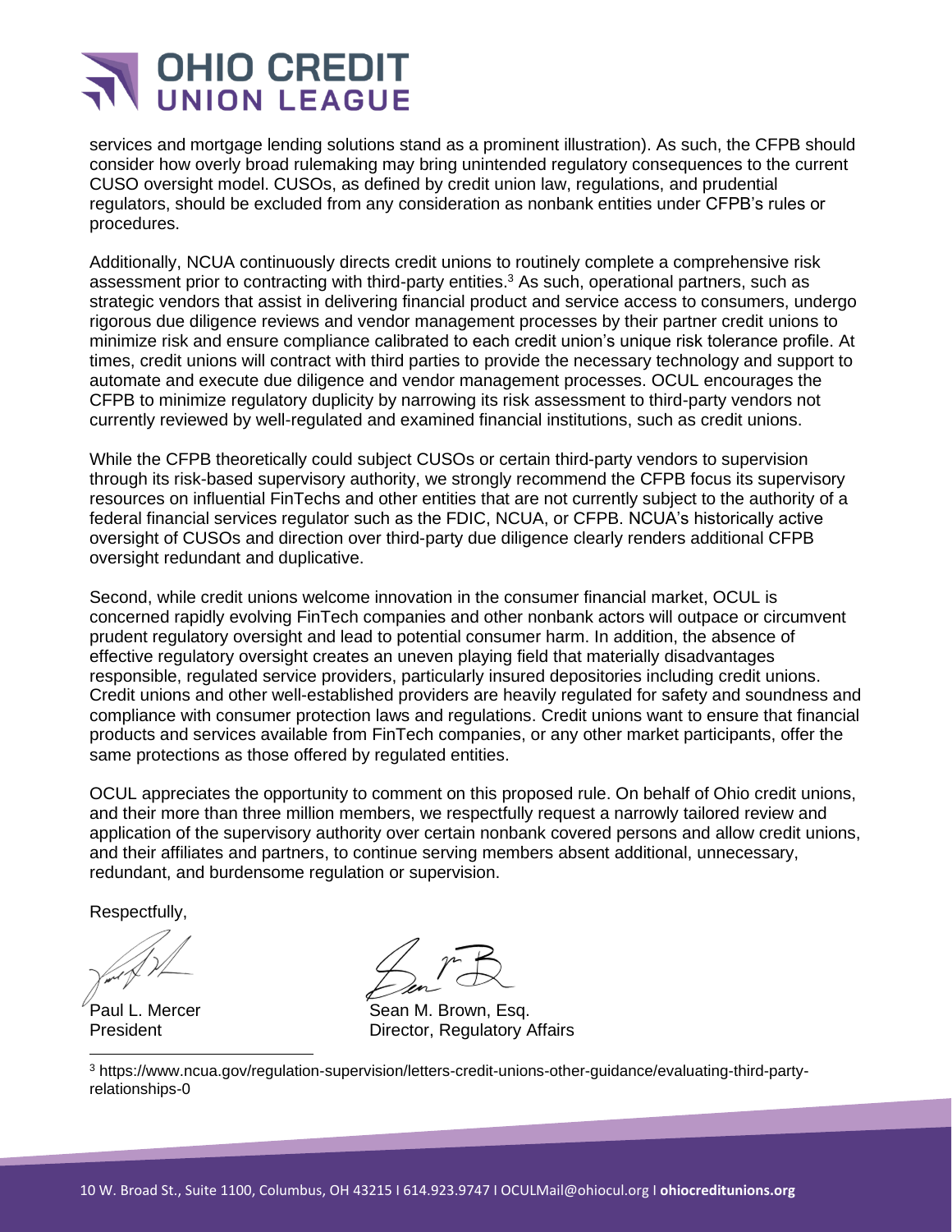services and mortgage lending solutions stand as a prominent illustration). As such, the CFPB should consider how overly broad rulemaking may bring unintended regulatory consequences to the current CUSO oversight model. CUSOs, as defined by credit union law, regulations, and prudential regulators, should be excluded from any consideration as nonbank entities under CFPB's rules or procedures.

Additionally, NCUA continuously directs credit unions to routinely complete a comprehensive risk assessment prior to contracting with third-party entities.[3] As such, operational partners, such as strategic vendors that assist in delivering financial product and service access to consumers, undergo rigorous due diligence reviews and vendor management processes by their partner credit unions to minimize risk and ensure compliance calibrated to each credit union's unique risk tolerance profile. At times, credit unions will contract with third parties to provide the necessary technology and support to automate and execute due diligence and vendor management processes. OCUL encourages the CFPB to minimize regulatory duplicity by narrowing its risk assessment to third-party vendors not currently reviewed by well-regulated and examined financial institutions, such as credit unions.

While the CFPB theoretically could subject CUSOs or certain third-party vendors to supervision through its risk-based supervisory authority, we strongly recommend the CFPB focus its supervisory resources on influential FinTechs and other entities that are not currently subject to the authority of a federal financial services regulator such as the FDIC, NCUA, or CFPB. NCUA's historically active oversight of CUSOs and direction over third-party due diligence clearly renders additional CFPB oversight redundant and duplicative.

Second, while credit unions welcome innovation in the consumer financial market, OCUL is concerned rapidly evolving FinTech companies and other nonbank actors will outpace or circumvent prudent regulatory oversight and lead to potential consumer harm. In addition, the absence of effective regulatory oversight creates an uneven playing field that materially disadvantages responsible, regulated service providers, particularly insured depositories including credit unions. Credit unions and other well-established providers are heavily regulated for safety and soundness and compliance with consumer protection laws and regulations. Credit unions want to ensure that financial products and services available from FinTech companies, or any other market participants, offer the same protections as those offered by regulated entities.

OCUL appreciates the opportunity to comment on this proposed rule. On behalf of Ohio credit unions, and their more than three million members, we respectfully request a narrowly tailored review and application of the supervisory authority over certain nonbank covered persons and allow credit unions, and their affiliates and partners, to continue serving members absent additional, unnecessary, redundant, and burdensome regulation or supervision.

Respectfully,

Paul L. Mercer
President

Sean M. Brown, Esq.
Director, Regulatory Affairs

[3] https://www.ncua.gov/regulation-supervision/letters-credit-unions-other-guidance/evaluating-third-party-relationships-0